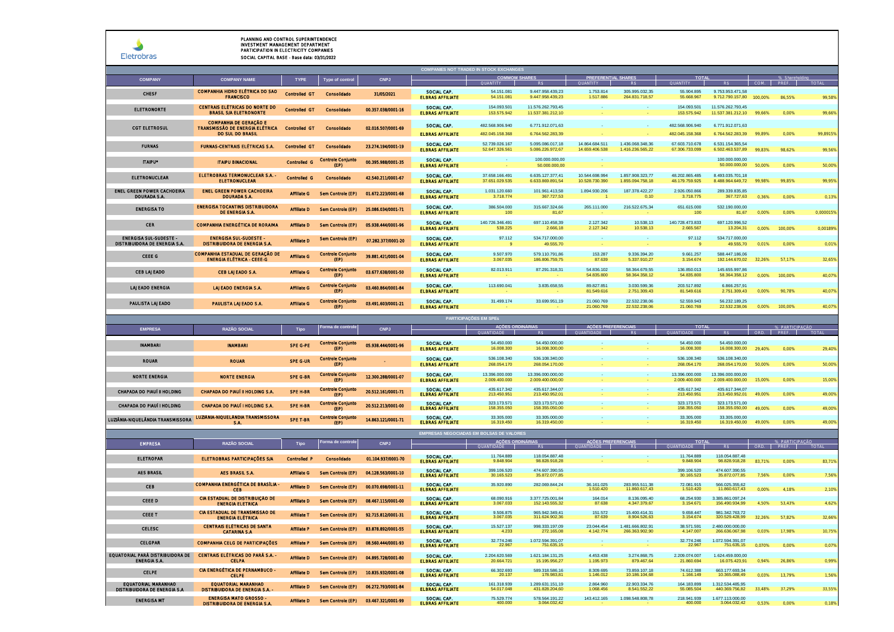Eletrobras

**PLANNING AND CONTROL SUPERINTENDENCE**
**INVESTMENT MANAGEMENT DEPARTMENT**
**PARTICIPATION IN ELECTRICITY COMPANIES**
**SOCIAL CAPITAL BASE - Base data: 03/31/2022**

## COMPANIES NOT TRADED IN STOCK EXCHANGES

| COMPANY | COMPANY NAME | TYPE | Type of control | CNPJ | | COMMOM SHARES | | PREFERENTIAL SHARES | | TOTAL | | % Shareholding | | |
|---|---|---|---|---|---|---|---|---|---|---|---|---|---|---|
| | | | | | | QUANTITY | R$ | QUANTITY | R$ | QUANTITY | R$ | COM. | PREF. | TOTAL |
| CHESF | COMPANHIA HIDRO ELÉTRICA DO SAO FRANCISCO | Controlled GT | Consolidado | 31/05/2021 | SOCIAL CAP. | 54.151.081 | 9.447.958.439,23 | 1.753.814 | 305.995.032,35 | 55.904.895 | 9.753.953.471,58 | | | |
| | | | | | ELBRAS AFFILIATE | 54.151.081 | 9.447.958.439,23 | 1.517.886 | 264.831.718,57 | 55.668.967 | 9.712.790.157,80 | 100,00% | 86,55% | 99,58% |
| ELETRONORTE | CENTRAIS ELÉTRICAS DO NORTE DO BRASIL S/A ELETRONORTE | Controlled GT | Consolidado | 00.357.038/0001-16 | SOCIAL CAP. | 154.093.501 | 11.576.262.793,45 | - | - | 154.093.501 | 11.576.262.793,45 | | | |
| | | | | | ELBRAS AFFILIATE | 153.575.942 | 11.537.381.212,10 | - | - | 153.575.942 | 11.537.381.212,10 | 99,66% | 0,00% | 99,66% |
| CGT ELETROSUL | COMPANHIA DE GERAÇÃO E TRANSMISSÃO DE ENERGIA ELÉTRICA DO SUL DO BRASIL | Controlled GT | Consolidado | 02.016.507/0001-69 | SOCIAL CAP. | 482.568.906.940 | 6.771.912.071,63 | - | - | 482.568.906.940 | 6.771.912.071,63 | | | |
| | | | | | ELBRAS AFFILIATE | 482.045.158.368 | 6.764.562.283,39 | - | - | 482.045.158.368 | 6.764.562.283,39 | 99,89% | 0,00% | 99,8915% |
| FURNAS | FURNAS-CENTRAIS ELÉTRICAS S.A. | Controlled GT | Consolidado | 23.274.194/0001-19 | SOCIAL CAP. | 52.739.026.167 | 5.095.086.017,18 | 14.864.684.511 | 1.436.068.348,36 | 67.603.710.678 | 6.531.154.365,54 | | | |
| | | | | | ELBRAS AFFILIATE | 52.647.326.561 | 5.086.226.972,67 | 14.659.406.538 | 1.416.236.565,22 | 67.306.733.099 | 6.502.463.537,89 | 99,83% | 98,62% | 99,56% |
| ITAIPU* | ITAIPU BINACIONAL | Controlled G | Controle Conjunto (EP) | 00.395.988/0001-35 | SOCIAL CAP. | - | 100.000.000,00 | - | | | 100.000.000,00 | | | |
| | | | | | ELBRAS AFFILIATE | - | 50.000.000,00 | - | | | 50.000.000,00 | 50,00% | 0,00% | 50,00% |
| ELETRONUCLEAR | ELETROBRAS TERMONUCLEAR S.A. - ELETRONUCLEAR | Controlled G | Consolidado | 42.540.211/0001-67 | SOCIAL CAP. | 37.658.166.491 | 6.635.127.377,41 | 10.544.698.994 | 1.857.908.323,77 | 48.202.865.485 | 8.493.035.701,18 | | | |
| | | | | | ELBRAS AFFILIATE | 37.651.029.535 | 6.633.869.891,54 | 10.528.730.390 | 1.855.094.758,18 | 48.179.759.925 | 8.488.964.649,72 | 99,98% | 99,85% | 99,95% |
| ENEL GREEN POWER CACHOEIRA DOURADA S.A. | ENEL GREEN POWER CACHOEIRA DOURADA S.A. | Affiliate G | Sem Controle (EP) | 01.672.223/0001-68 | SOCIAL CAP. | 1.031.120.660 | 101.961.413,58 | 1.894.930.206 | 187.378.422,27 | 2.926.050.866 | 289.339.835,85 | | | |
| | | | | | ELBRAS AFFILIATE | 3.718.774 | 367.727,53 | 1 | 0,10 | 3.718.775 | 367.727,63 | 0,36% | 0,00% | 0,13% |
| ENERGISA TO | ENERGISA TOCANTINS DISTRIBUIDORA DE ENERGIA S.A. | Affiliate D | Sem Controle (EP) | 25.086.034/0001-71 | SOCIAL CAP. | 386.504.000 | 315.667.324,66 | 265.111.000 | 216.522.675,34 | 651.615.000 | 532.190.000,00 | | | |
| | | | | | ELBRAS AFFILIATE | 100 | 81,67 | - | - | 100 | 81,67 | 0,00% | 0,00% | 0,000015% |
| CER | COMPANHIA ENERGÉTICA DE RORAIMA | Affiliate D | Sem Controle (EP) | 05.938.444/0001-96 | SOCIAL CAP. | 140.726.346.491 | 697.110.458,39 | 2.127.342 | 10.538,13 | 140.728.473.833 | 697.120.996,52 | | | |
| | | | | | ELBRAS AFFILIATE | 538.225 | 2.666,18 | 2.127.342 | 10.538,13 | 2.665.567 | 13.204,31 | 0,00% | 100,00% | 0,00189% |
| ENERGISA SUL-SUDESTE - DISTRIBUIDORA DE ENERGIA S.A. | ENERGISA SUL-SUDESTE - DISTRIBUIDORA DE ENERGIA S.A. | Affiliate D | Sem Controle (EP) | 07.282.377/0001-20 | SOCIAL CAP. | 97.112 | 534.717.000,00 | - | - | 97.112 | 534.717.000,00 | | | |
| | | | | | ELBRAS AFFILIATE | 9 | 49.555,70 | - | - | 9 | 49.555,70 | 0,01% | 0,00% | 0,01% |
| CEEE G | COMPANHIA ESTADUAL DE GERAÇÃO DE ENERGIA ELÉTRICA - CEEE-G | Affiliate G | Controle Conjunto (EP) | 39.881.421/0001-04 | SOCIAL CAP. | 9.507.970 | 579.110.791,86 | 153.287 | 9.336.394,20 | 9.661.257 | 588.447.186,06 | | | |
| | | | | | ELBRAS AFFILIATE | 3.067.035 | 186.806.759,75 | 87.639 | 5.337.910,27 | 3.154.674 | 192.144.670,02 | 32,26% | 57,17% | 32,65% |
| CEB LAJEADO | CEB LAJEADO S.A. | Affiliate G | Controle Conjunto (EP) | 03.677.638/0001-50 | SOCIAL CAP. | 82.013.911 | 87.291.318,31 | 54.836.102 | 58.364.679,55 | 136.850.013 | 145.655.997,86 | | | |
| | | | | | ELBRAS AFFILIATE | - | - | 54.835.800 | 58.364.358,12 | 54.835.800 | 58.364.358,12 | 0,00% | 100,00% | 40,07% |
| LAJEADO ENERGIA | LAJEADO ENERGIA S.A. | Affiliate G | Controle Conjunto (EP) | 03.460.864/0001-84 | SOCIAL CAP. | 113.690.041 | 3.835.658,55 | 89.827.851 | 3.030.599,36 | 203.517.892 | 6.866.257,91 | | | |
| | | | | | ELBRAS AFFILIATE | - | - | 81.549.616 | 2.751.309,43 | 81.549.616 | 2.751.309,43 | 0,00% | 90,78% | 40,07% |
| PAULISTA LAJEADO | PAULISTA LAJEADO S.A. | Affiliate G | Controle Conjunto (EP) | 03.491.603/0001-21 | SOCIAL CAP. | 31.499.174 | 33.699.951,19 | 21.060.769 | 22.532.238,06 | 52.559.943 | 56.232.189,25 | | | |
| | | | | | ELBRAS AFFILIATE | - | - | 21.060.769 | 22.532.238,06 | 21.060.769 | 22.532.238,06 | 0,00% | 100,00% | 40,07% |

## PARTICIPAÇÕES EM SPEs

| EMPRESA | RAZÃO SOCIAL | Tipo | Forma de controle | CNPJ | | AÇÕES ORDINÁRIAS | | AÇÕES PREFERENCIAIS | | TOTAL | | % PARTICIPAÇÃO | | |
|---|---|---|---|---|---|---|---|---|---|---|---|---|---|---|
| | | | | | | QUANTIDADE | R$ | QUANTIDADE | R$ | QUANTIDADE | R$ | ORD. | PREF. | TOTAL |
| INAMBARI | INAMBARI | SPE G-PE | Controle Conjunto (EP) | 05.938.444/0001-96 | SOCIAL CAP. | 54.450.000 | 54.450.000,00 | - | - | 54.450.000 | 54.450.000,00 | | | |
| | | | | | ELBRAS AFFILIATE | 16.008.300 | 16.008.300,00 | - | - | 16.008.300 | 16.008.300,00 | 29,40% | 0,00% | 29,40% |
| ROUAR | ROUAR | SPE G-UR | Controle Conjunto (EP) | - | SOCIAL CAP. | 536.108.340 | 536.108.340,00 | - | - | 536.108.340 | 536.108.340,00 | | | |
| | | | | | ELBRAS AFFILIATE | 268.054.170 | 268.054.170,00 | - | - | 268.054.170 | 268.054.170,00 | 50,00% | 0,00% | 50,00% |
| NORTE ENERGIA | NORTE ENERGIA | SPE G-BR | Controle Conjunto (EP) | 12.300.288/0001-07 | SOCIAL CAP. | 13.396.000.000 | 13.396.000.000,00 | - | - | 13.396.000.000 | 13.396.000.000,00 | | | |
| | | | | | ELBRAS AFFILIATE | 2.009.400.000 | 2.009.400.000,00 | - | - | 2.009.400.000 | 2.009.400.000,00 | 15,00% | 0,00% | 15,00% |
| CHAPADA DO PIAUÍ II HOLDING | CHAPADA DO PIAUÍ II HOLDING S.A. | SPE H-BR | Controle Conjunto (EP) | 20.512.161/0001-71 | SOCIAL CAP. | 435.617.342 | 435.617.344,07 | - | - | 435.617.342 | 435.617.344,07 | | | |
| | | | | | ELBRAS AFFILIATE | 213.450.951 | 213.450.952,01 | - | - | 213.450.951 | 213.450.952,01 | 49,00% | 0,00% | 49,00% |
| CHAPADA DO PIAUÍ I HOLDING | CHAPADA DO PIAUÍ I HOLDING S.A. | SPE H-BR | Controle Conjunto (EP) | 20.512.213/0001-00 | SOCIAL CAP. | 323.173.571 | 323.173.571,00 | - | - | 323.173.571 | 323.173.571,00 | | | |
| | | | | | ELBRAS AFFILIATE | 158.355.050 | 158.355.050,00 | - | - | 158.355.050 | 158.355.050,00 | 49,00% | 0,00% | 49,00% |
| LUZIÂNIA-NIQUELÂNDIA TRANSMISSORA | LUZIÂNIA-NIQUELÂNDIA TRANSMISSORA S.A. | SPE T-BR | Controle Conjunto (EP) | 14.863.121/0001-71 | SOCIAL CAP. | 33.305.000 | 33.305.000,00 | - | - | 33.305.000 | 33.305.000,00 | | | |
| | | | | | ELBRAS AFFILIATE | 16.319.450 | 16.319.450,00 | - | - | 16.319.450 | 16.319.450,00 | 49,00% | 0,00% | 49,00% |

## EMPRESAS NEGOCIADAS EM BOLSAS DE VALORES

| EMPRESA | RAZÃO SOCIAL | Tipo | Forma de controle | CNPJ | | AÇÕES ORDINÁRIAS | | AÇÕES PREFERENCIAIS | | TOTAL | | % PARTICIPAÇÃO | | |
|---|---|---|---|---|---|---|---|---|---|---|---|---|---|---|
| | | | | | | QUANTIDADE | R$ | QUANTIDADE | R$ | QUANTIDADE | R$ | ORD. | PREF. | TOTAL |
| ELETROPAR | ELETROBRAS PARTICIPAÇÕES S/A | Controlled P | Consolidado | 01.104.937/0001-70 | SOCIAL CAP. | 11.764.889 | 118.054.887,48 | - | - | 11.764.889 | 118.054.887,48 | | | |
| | | | | | ELBRAS AFFILIATE | 9.848.904 | 98.828.918,28 | - | - | 9.848.904 | 98.828.918,28 | 83,71% | 0,00% | 83,71% |
| AES BRASIL | AES BRASIL S.A. | Affiliate G | Sem Controle (EP) | 04.128.563/0001-10 | SOCIAL CAP. | 399.106.520 | 474.607.390,55 | | | 399.106.520 | 474.607.390,55 | | | |
| | | | | | ELBRAS AFFILIATE | 30.165.523 | 35.872.077,85 | | | 30.165.523 | 35.872.077,85 | 7,56% | 0,00% | 7,56% |
| CEB | COMPANHIA ENERGÉTICA DE BRASÍLIA - CEB | Affiliate D | Sem Controle (EP) | 00.070.698/0001-11 | SOCIAL CAP. | 35.920.890 | 282.069.844,24 | 36.161.025 | 283.955.511,38 | 72.081.915 | 566.025.355,62 | | | |
| | | | | | ELBRAS AFFILIATE | - | - | 1.510.420 | 11.860.617,43 | 1.510.420 | 11.860.617,43 | 0,00% | 4,18% | 2,10% |
| CEEE D | CIA ESTADUAL DE DISTRIBUIÇÃO DE ENERGIA ELETRICA | Affiliate D | Sem Controle (EP) | 08.467.115/0001-00 | SOCIAL CAP. | 68.090.916 | 3.377.725.001,84 | 164.014 | 8.136.095,40 | 68.254.930 | 3.385.861.097,24 | | | |
| | | | | | ELBRAS AFFILIATE | 3.067.033 | 152.143.555,32 | 87.638 | 4.347.379,67 | 3.154.671 | 156.490.934,99 | 4,50% | 53,43% | 4,62% |
| CEEE T | CIA ESTADUAL DE TRANSMISSAO DE ENERGIA ELÉTRICA | Affiliate T | Sem Controle (EP) | 92.715.812/0001-31 | SOCIAL CAP. | 9.506.875 | 965.942.349,41 | 151.572 | 15.400.414,31 | 9.658.447 | 981.342.763,72 | | | |
| | | | | | ELBRAS AFFILIATE | 3.067.035 | 311.624.902,36 | 87.639 | 8.904.526,63 | 3.154.674 | 320.529.428,99 | 32,26% | 57,82% | 32,66% |
| CELESC | CENTRAIS ELÉTRICAS DE SANTA CATARINA S.A | Affiliate P | Sem Controle (EP) | 83.878.892/0001-55 | SOCIAL CAP. | 15.527.137 | 998.333.197,09 | 23.044.454 | 1.481.666.802,91 | 38.571.591 | 2.480.000.000,00 | | | |
| | | | | | ELBRAS AFFILIATE | 4.233 | 272.165,08 | 4.142.774 | 266.363.902,90 | 4.147.007 | 266.636.067,98 | 0,03% | 17,98% | 10,75% |
| CELGPAR | COMPANHIA CELG DE PARTICIPAÇÕES | Affiliate P | Sem Controle (EP) | 08.560.444/0001-93 | SOCIAL CAP. | 32.774.246 | 1.072.594.391,07 | - | - | 32.774.246 | 1.072.594.391,07 | | | |
| | | | | | ELBRAS AFFILIATE | 22.967 | 751.635,15 | - | - | 22.967 | 751.635,15 | 0,070% | 0,00% | 0,07% |
| EQUATORIAL PARÁ DISTRIBUIDORA DE ENERGIA S.A. | CENTRAIS ELÉTRICAS DO PARÁ S.A. - CELPA | Affiliate D | Sem Controle (EP) | 04.895.728/0001-80 | SOCIAL CAP. | 2.204.620.569 | 1.621.184.131,25 | 4.453.438 | 3.274.868,75 | 2.209.074.007 | 1.624.459.000,00 | | | |
| | | | | | ELBRAS AFFILIATE | 20.664.721 | 15.195.956,27 | 1.195.973 | 879.467,64 | 21.860.694 | 16.075.423,91 | 0,94% | 26,86% | 0,99% |
| CELPE | CIA ENERGÉTICA DE PERNAMBUCO - CELPE | Affiliate D | Sem Controle (EP) | 10.835.932/0001-08 | SOCIAL CAP. | 66.302.693 | 589.318.586,16 | 8.309.695 | 73.859.107,18 | 74.612.388 | 663.177.693,34 | | | |
| | | | | | ELBRAS AFFILIATE | 20.137 | 178.983,81 | 1.146.012 | 10.186.104,68 | 1.166.149 | 10.365.088,49 | 0,03% | 13,79% | 1,56% |
| EQUATORIAL MARANHAO DISTRIBUIDORA DE ENERGIA S.A | EQUATORIAL MARANHAO DISTRIBUIDORA DE ENERGIA S.A. - | Affiliate D | Sem Controle (EP) | 06.272.793/0001-84 | SOCIAL CAP. | 161.318.939 | 1.289.631.151,19 | 2.864.960 | 22.903.334,76 | 164.183.899 | 1.312.534.485,95 | | | |
| | | | | | ELBRAS AFFILIATE | 54.017.048 | 431.828.204,60 | 1.068.456 | 8.541.552,22 | 55.085.504 | 440.369.756,82 | 33,48% | 37,29% | 33,55% |
| ENERGISA MT | ENERGISA MATO GROSSO - DISTRIBUIDORA DE ENERGIA S.A. | Affiliate D | Sem Controle (EP) | 03.467.321/0001-99 | SOCIAL CAP. | 75.529.774 | 578.564.191,22 | 143.412.165 | 1.098.548.808,78 | 218.941.939 | 1.677.113.000,00 | | | |
| | | | | | ELBRAS AFFILIATE | 400.000 | 3.064.032,42 | - | - | 400.000 | 3.064.032,42 | 0,53% | 0,00% | 0,18% |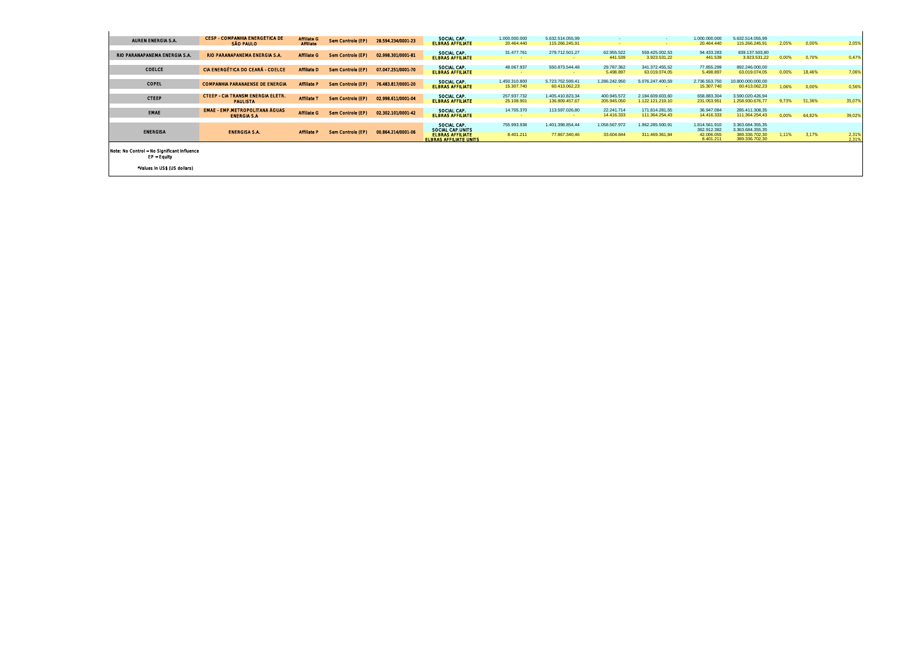| | | | | | | | | | | | | | | |
|---|---|---|---|---|---|---|---|---|---|---|---|---|---|---|
| AUREN ENERGIA S.A. | CESP - COMPANHIA ENERGÉTICA DE SÃO PAULO | Affiliate G Affiliate | Sem Controle (EP) | 28.594.234/0001-23 | SOCIAL CAP. | 1.000.000.000 | 5.632.514.055,99 | - | - | 1.000.000.000 | 5.632.514.055,99 | | | |
| | | | | | ELBRAS AFFILIATE | 20.464.440 | 115.266.245,91 | - | - | 20.464.440 | 115.266.245,91 | 2,05% | 0,00% | 2,05% |
| RIO PARANAPANEMA ENERGIA S.A. | RIO PARANAPANEMA ENERGIA S.A. | Affiliate G | Sem Controle (EP) | 02.998.301/0001-81 | SOCIAL CAP. | 31.477.761 | 279.712.501,27 | 62.955.522 | 559.425.002,53 | 94.433.283 | 839.137.503,80 | | | |
| | | | | | ELBRAS AFFILIATE | - | - | 441.539 | 3.923.531,22 | 441.539 | 3.923.531,22 | 0,00% | 0,70% | 0,47% |
| COELCE | CIA ENERGÉTICA DO CEARÁ - COELCE | Affiliate D | Sem Controle (EP) | 07.047.251/0001-70 | SOCIAL CAP. | 48.067.937 | 550.873.544,48 | 29.787.362 | 341.372.455,52 | 77.855.299 | 892.246.000,00 | | | |
| | | | | | ELBRAS AFFILIATE | - | - | 5.498.897 | 63.019.074,05 | 5.498.897 | 63.019.074,05 | 0,00% | 18,46% | 7,06% |
| COPEL | COMPANHIA PARANAENSE DE ENERGIA | Affiliate P | Sem Controle (EP) | 76.483.817/0001-20 | SOCIAL CAP. | 1.450.310.800 | 5.723.752.599,41 | 1.286.242.950 | 5.076.247.400,59 | 2.736.553.750 | 10.800.000.000,00 | | | |
| | | | | | ELBRAS AFFILIATE | 15.307.740 | 60.413.062,23 | - | - | 15.307.740 | 60.413.062,23 | 1,06% | 0,00% | 0,56% |
| CTEEP | CTEEP - CIA TRANSM ENERGIA ELÉTR. PAULISTA | Affiliate T | Sem Controle (EP) | 02.998.611/0001-04 | SOCIAL CAP. | 257.937.732 | 1.405.410.823,34 | 400.945.572 | 2.184.609.603,60 | 658.883.304 | 3.590.020.426,94 | | | |
| | | | | | ELBRAS AFFILIATE | 25.108.901 | 136.809.457,67 | 205.945.050 | 1.122.121.219,10 | 231.053.951 | 1.258.930.676,77 | 9,73% | 51,36% | 35,07% |
| EMAE | EMAE - EMP.METROPOLITANA ÁGUAS ENERGIA S.A | Affiliate G | Sem Controle (EP) | 02.302.101/0001-42 | SOCIAL CAP. | 14.705.370 | 113.597.026,80 | 22.241.714 | 171.814.281,55 | 36.947.084 | 285.411.308,35 | | | |
| | | | | | ELBRAS AFFILIATE | - | - | 14.416.333 | 111.364.254,43 | 14.416.333 | 111.364.254,43 | 0,00% | 64,82% | 39,02% |
| ENERGISA | ENERGISA S.A. | Affiliate P | Sem Controle (EP) | 00.864.214/0001-06 | SOCIAL CAP. | 755.993.938 | 1.401.398.854,44 | 1.058.567.972 | 1.962.285.500,91 | 1.814.561.910 | 3.363.684.355,35 | | | |
| | | | | | SOCIAL CAP.UNITS | | | | | 362.912.382 | 3.363.684.355,35 | | | |
| | | | | | ELBRAS AFFILIATE | 8.401.211 | 77.867.340,46 | 33.604.844 | 311.469.361,84 | 42.006.055 | 389.336.702,30 | 1,11% | 3,17% | 2,31% |
| | | | | | ELBRAS AFFILIATE UNITS | | | | | 8.401.211 | 389.336.702,30 | | | 2,31% |

Note: No Control = No Significant Influence
EP = Equity

*Values in US$ (US dollars)